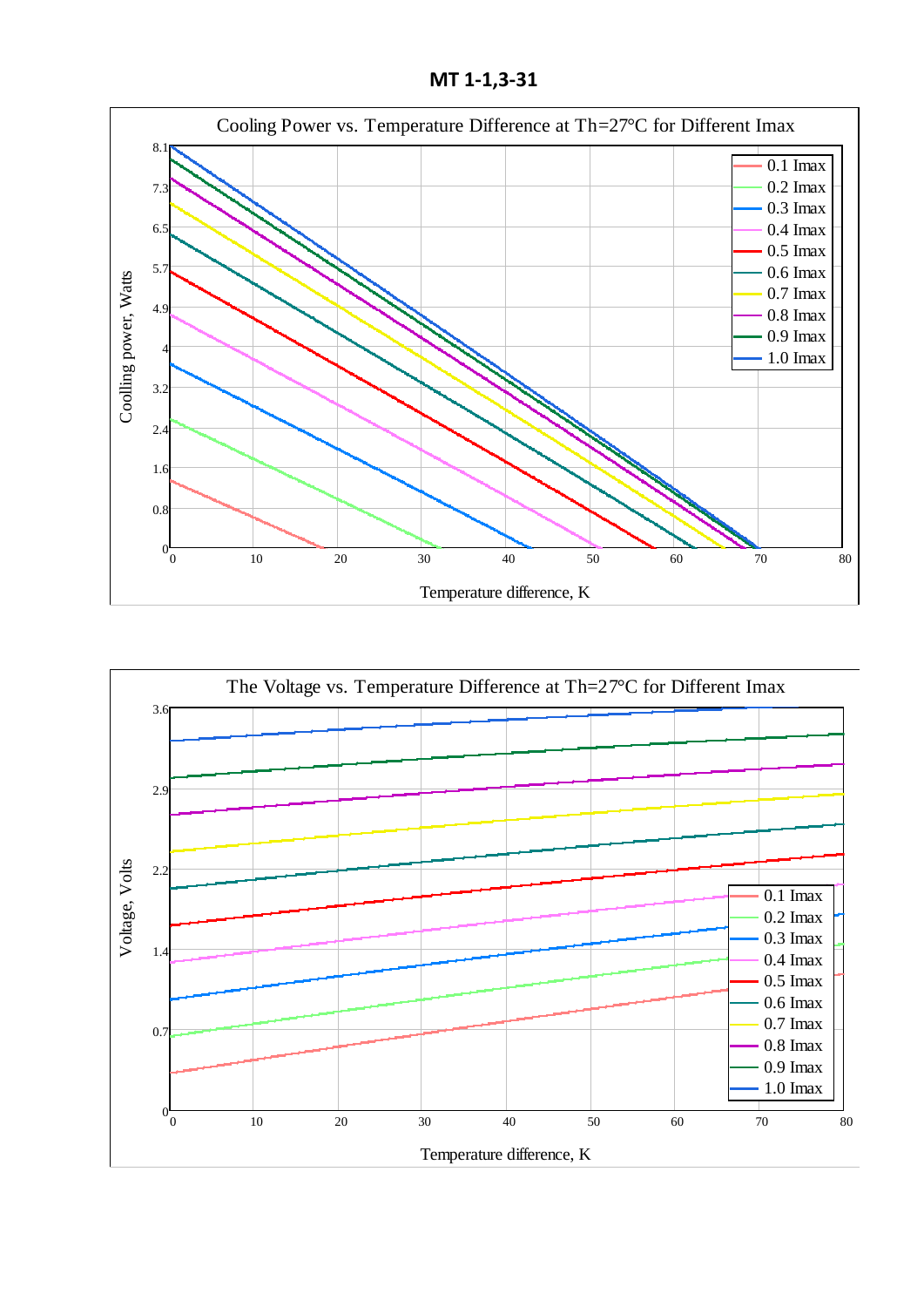# MT 1-1,3-31

Cooling Power vs. Temperature Difference at Th=27°C for Different Imax

Coolling power, Watts

8.1
7.3
6.5
5.7
4.9
4
3.2
2.4
1.6
0.8
0

0
10
20
30
40
50
60
70
80

Temperature difference, K

0.1 Imax
0.2 Imax
0.3 Imax
0.4 Imax
0.5 Imax
0.6 Imax
0.7 Imax
0.8 Imax
0.9 Imax
1.0 Imax

The Voltage vs. Temperature Difference at Th=27°C for Different Imax

Voltage, Volts

3.6
2.9
2.2
1.4
0.7
0

0
10
20
30
40
50
60
70
80

Temperature difference, K

0.1 Imax
0.2 Imax
0.3 Imax
0.4 Imax
0.5 Imax
0.6 Imax
0.7 Imax
0.8 Imax
0.9 Imax
1.0 Imax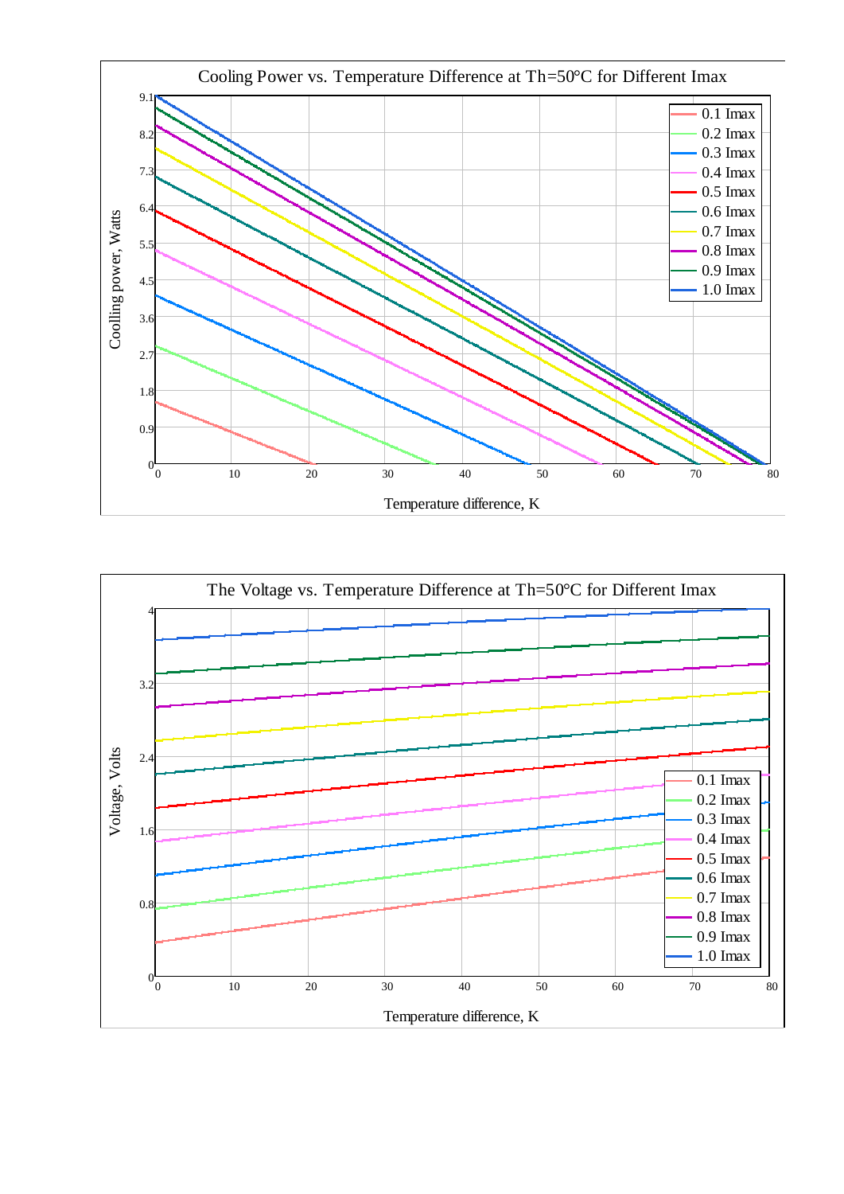Cooling Power vs. Temperature Difference at Th=50°C for Different Imax

Coolling power, Watts

9.1
8.2
7.3
6.4
5.5
4.5
3.6
2.7
1.8
0.9
0

0
10
20
30
40
50
60
70
80

Temperature difference, K

0.1 Imax
0.2 Imax
0.3 Imax
0.4 Imax
0.5 Imax
0.6 Imax
0.7 Imax
0.8 Imax
0.9 Imax
1.0 Imax

The Voltage vs. Temperature Difference at Th=50°C for Different Imax

Voltage, Volts

4
3.2
2.4
1.6
0.8
0

0
10
20
30
40
50
60
70
80

Temperature difference, K

0.1 Imax
0.2 Imax
0.3 Imax
0.4 Imax
0.5 Imax
0.6 Imax
0.7 Imax
0.8 Imax
0.9 Imax
1.0 Imax